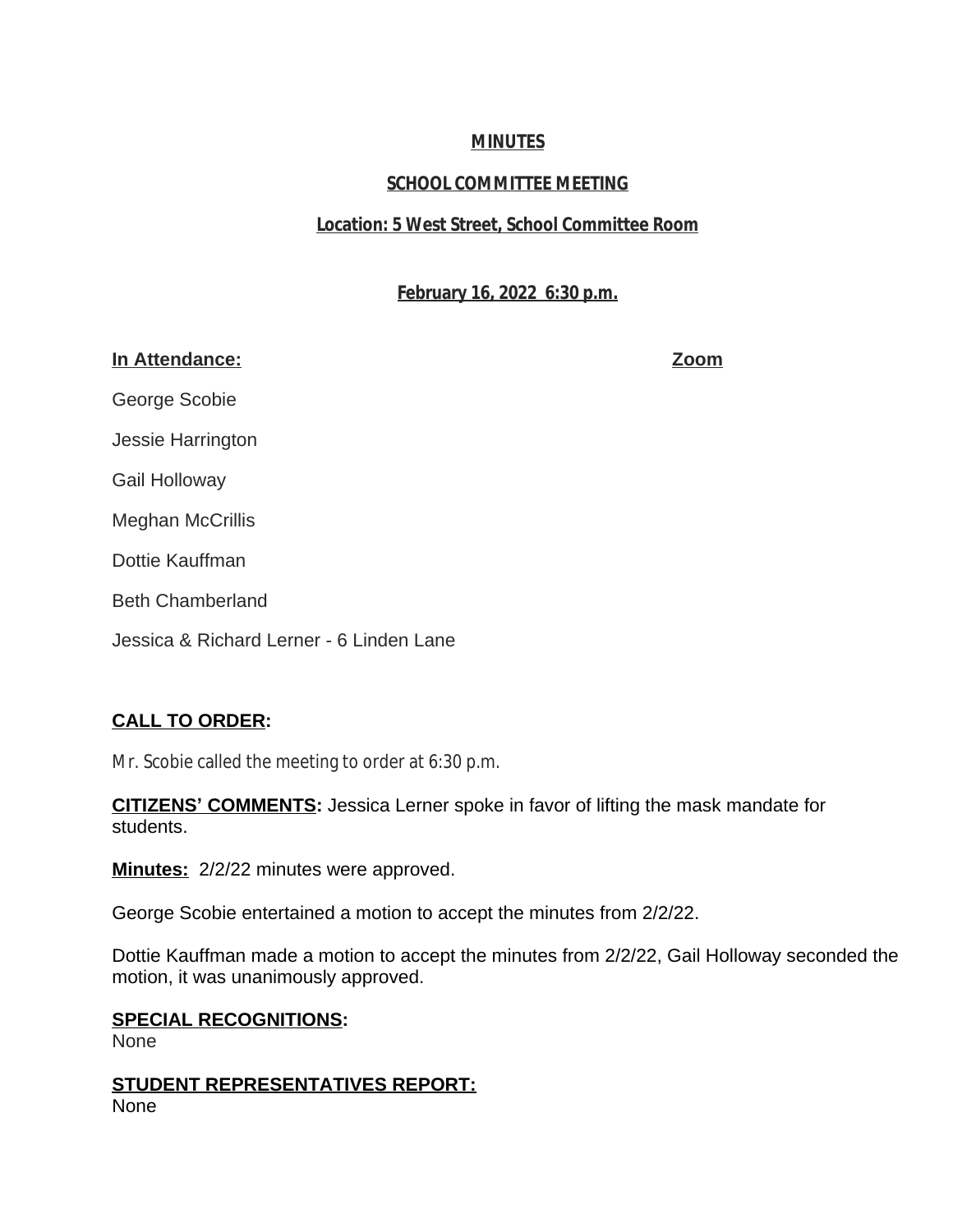**MINUTES**

**SCHOOL COMMITTEE MEETING**

**Location: 5 West Street, School Committee Room**

**February 16, 2022 6:30 p.m.**

| **In Attendance:** | **Zoom** |
|---|---|
| George Scobie | |
| Jessie Harrington | |
| Gail Holloway | |
| Meghan McCrillis | |
| Dottie Kauffman | |
| Beth Chamberland | |
| Jessica & Richard Lerner - 6 Linden Lane | |

**CALL TO ORDER:**

Mr. Scobie called the meeting to order at 6:30 p.m.

**CITIZENS' COMMENTS:** Jessica Lerner spoke in favor of lifting the mask mandate for students.

**Minutes:** 2/2/22 minutes were approved.

George Scobie entertained a motion to accept the minutes from 2/2/22.

Dottie Kauffman made a motion to accept the minutes from 2/2/22, Gail Holloway seconded the motion, it was unanimously approved.

**SPECIAL RECOGNITIONS:**
None

**STUDENT REPRESENTATIVES REPORT:**
None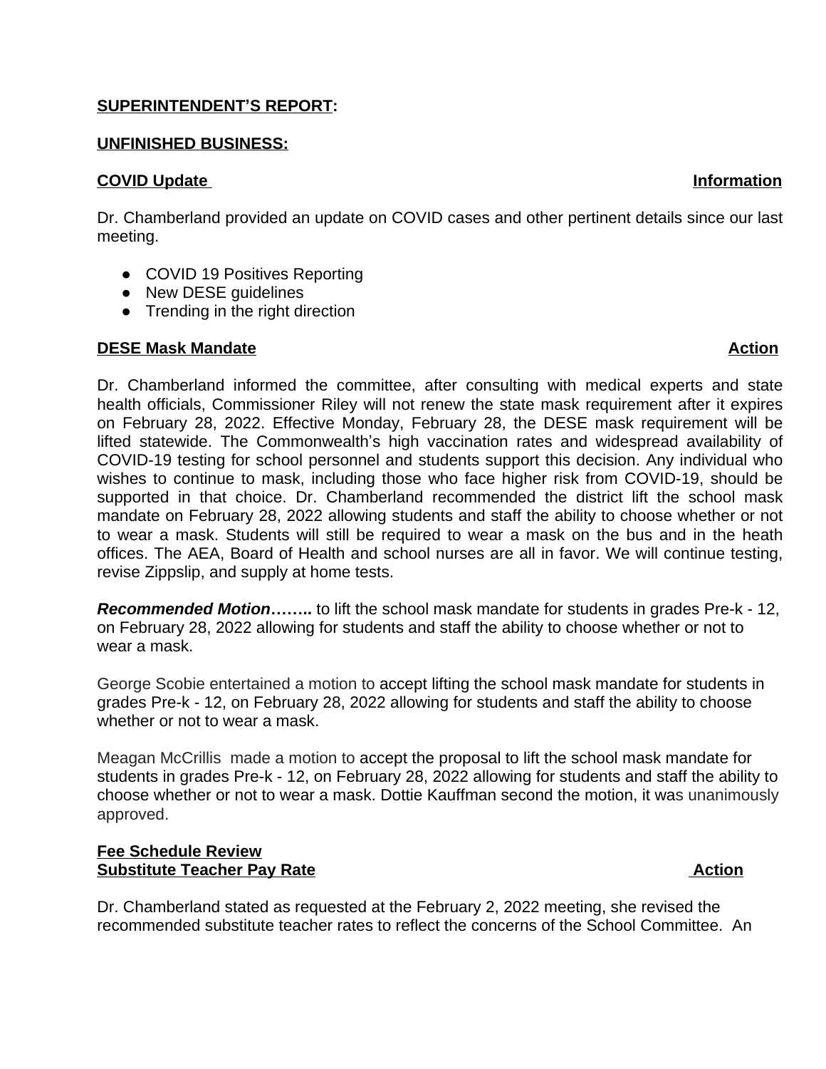**<u>SUPERINTENDENT'S REPORT</u>:**

**<u>UNFINISHED BUSINESS:</u>**

**<u>COVID Update</u>** **<u>Information</u>**

Dr. Chamberland provided an update on COVID cases and other pertinent details since our last meeting.

- COVID 19 Positives Reporting
- New DESE guidelines
- Trending in the right direction

**<u>DESE Mask Mandate</u>** **<u>Action</u>**

Dr. Chamberland informed the committee, after consulting with medical experts and state health officials, Commissioner Riley will not renew the state mask requirement after it expires on February 28, 2022. Effective Monday, February 28, the DESE mask requirement will be lifted statewide. The Commonwealth's high vaccination rates and widespread availability of COVID-19 testing for school personnel and students support this decision. Any individual who wishes to continue to mask, including those who face higher risk from COVID-19, should be supported in that choice. Dr. Chamberland recommended the district lift the school mask mandate on February 28, 2022 allowing students and staff the ability to choose whether or not to wear a mask. Students will still be required to wear a mask on the bus and in the heath offices. The AEA, Board of Health and school nurses are all in favor. We will continue testing, revise Zippslip, and supply at home tests.

***Recommended Motion*****……..** to lift the school mask mandate for students in grades Pre-k - 12, on February 28, 2022 allowing for students and staff the ability to choose whether or not to wear a mask.

George Scobie entertained a motion to accept lifting the school mask mandate for students in grades Pre-k - 12, on February 28, 2022 allowing for students and staff the ability to choose whether or not to wear a mask.

Meagan McCrillis made a motion to accept the proposal to lift the school mask mandate for students in grades Pre-k - 12, on February 28, 2022 allowing for students and staff the ability to choose whether or not to wear a mask. Dottie Kauffman second the motion, it was unanimously approved.

**<u>Fee Schedule Review</u>**
**<u>Substitute Teacher Pay Rate</u>** **<u>Action</u>**

Dr. Chamberland stated as requested at the February 2, 2022 meeting, she revised the recommended substitute teacher rates to reflect the concerns of the School Committee. An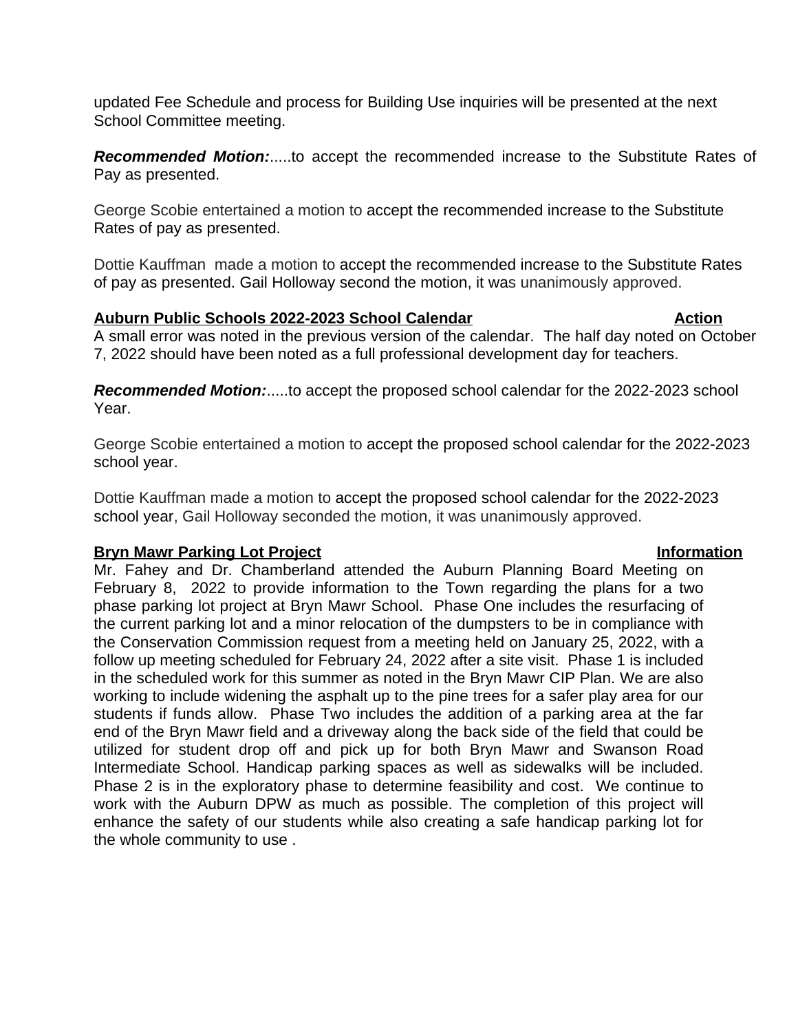updated Fee Schedule and process for Building Use inquiries will be presented at the next School Committee meeting.

***Recommended Motion:***.....to accept the recommended increase to the Substitute Rates of Pay as presented.

George Scobie entertained a motion to accept the recommended increase to the Substitute Rates of pay as presented.

Dottie Kauffman made a motion to accept the recommended increase to the Substitute Rates of pay as presented. Gail Holloway second the motion, it was unanimously approved.

**Auburn Public Schools 2022-2023 School Calendar** **Action**

A small error was noted in the previous version of the calendar. The half day noted on October 7, 2022 should have been noted as a full professional development day for teachers.

***Recommended Motion:***.....to accept the proposed school calendar for the 2022-2023 school Year.

George Scobie entertained a motion to accept the proposed school calendar for the 2022-2023 school year.

Dottie Kauffman made a motion to accept the proposed school calendar for the 2022-2023 school year, Gail Holloway seconded the motion, it was unanimously approved.

**Bryn Mawr Parking Lot Project** **Information**

Mr. Fahey and Dr. Chamberland attended the Auburn Planning Board Meeting on February 8, 2022 to provide information to the Town regarding the plans for a two phase parking lot project at Bryn Mawr School. Phase One includes the resurfacing of the current parking lot and a minor relocation of the dumpsters to be in compliance with the Conservation Commission request from a meeting held on January 25, 2022, with a follow up meeting scheduled for February 24, 2022 after a site visit. Phase 1 is included in the scheduled work for this summer as noted in the Bryn Mawr CIP Plan. We are also working to include widening the asphalt up to the pine trees for a safer play area for our students if funds allow. Phase Two includes the addition of a parking area at the far end of the Bryn Mawr field and a driveway along the back side of the field that could be utilized for student drop off and pick up for both Bryn Mawr and Swanson Road Intermediate School. Handicap parking spaces as well as sidewalks will be included. Phase 2 is in the exploratory phase to determine feasibility and cost. We continue to work with the Auburn DPW as much as possible. The completion of this project will enhance the safety of our students while also creating a safe handicap parking lot for the whole community to use .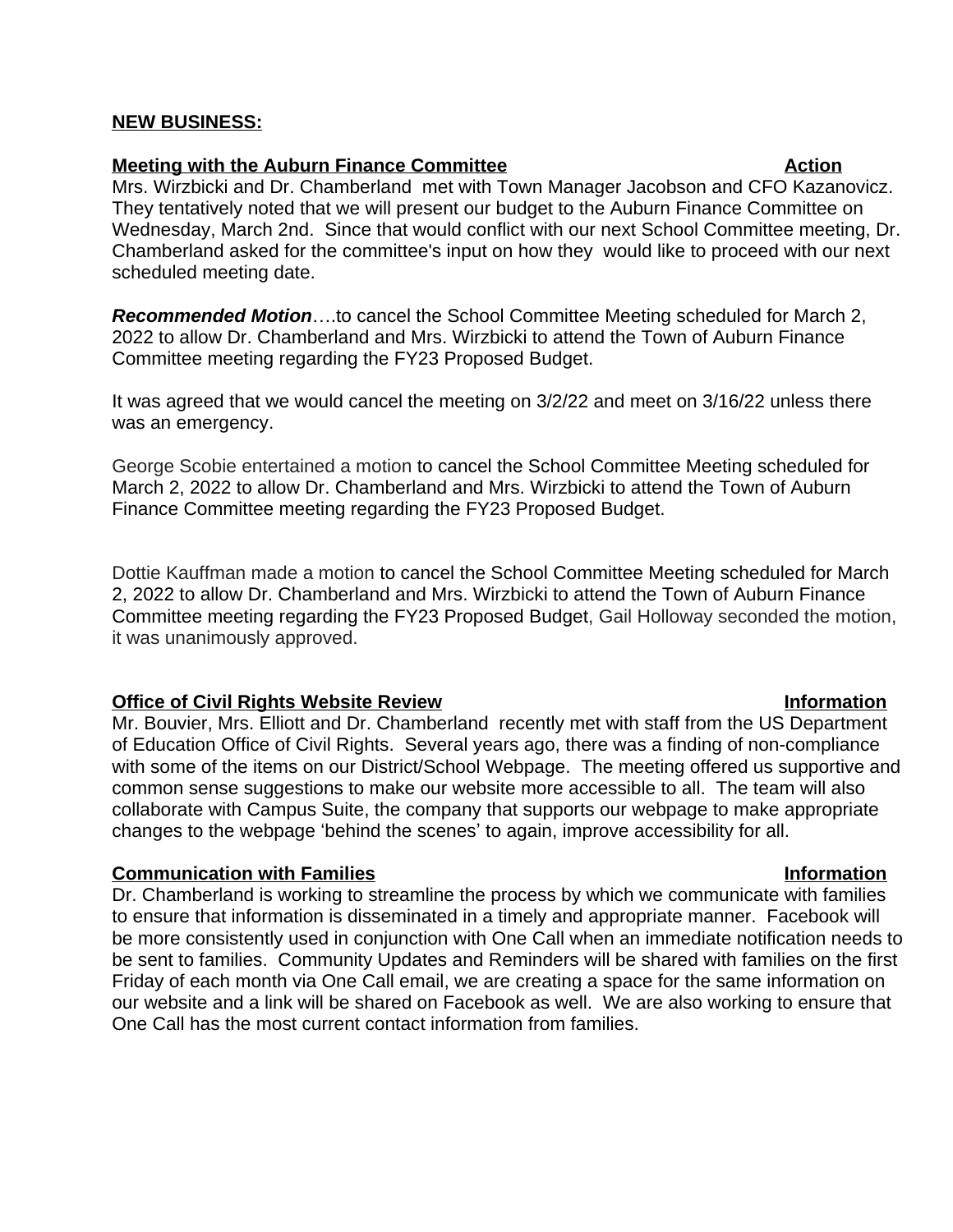**NEW BUSINESS:**

**Meeting with the Auburn Finance Committee** **Action**

Mrs. Wirzbicki and Dr. Chamberland met with Town Manager Jacobson and CFO Kazanovicz. They tentatively noted that we will present our budget to the Auburn Finance Committee on Wednesday, March 2nd. Since that would conflict with our next School Committee meeting, Dr. Chamberland asked for the committee's input on how they would like to proceed with our next scheduled meeting date.

***Recommended Motion***….to cancel the School Committee Meeting scheduled for March 2, 2022 to allow Dr. Chamberland and Mrs. Wirzbicki to attend the Town of Auburn Finance Committee meeting regarding the FY23 Proposed Budget.

It was agreed that we would cancel the meeting on 3/2/22 and meet on 3/16/22 unless there was an emergency.

George Scobie entertained a motion to cancel the School Committee Meeting scheduled for March 2, 2022 to allow Dr. Chamberland and Mrs. Wirzbicki to attend the Town of Auburn Finance Committee meeting regarding the FY23 Proposed Budget.

Dottie Kauffman made a motion to cancel the School Committee Meeting scheduled for March 2, 2022 to allow Dr. Chamberland and Mrs. Wirzbicki to attend the Town of Auburn Finance Committee meeting regarding the FY23 Proposed Budget, Gail Holloway seconded the motion, it was unanimously approved.

**Office of Civil Rights Website Review** **Information**

Mr. Bouvier, Mrs. Elliott and Dr. Chamberland recently met with staff from the US Department of Education Office of Civil Rights. Several years ago, there was a finding of non-compliance with some of the items on our District/School Webpage. The meeting offered us supportive and common sense suggestions to make our website more accessible to all. The team will also collaborate with Campus Suite, the company that supports our webpage to make appropriate changes to the webpage 'behind the scenes' to again, improve accessibility for all.

**Communication with Families** **Information**

Dr. Chamberland is working to streamline the process by which we communicate with families to ensure that information is disseminated in a timely and appropriate manner. Facebook will be more consistently used in conjunction with One Call when an immediate notification needs to be sent to families. Community Updates and Reminders will be shared with families on the first Friday of each month via One Call email, we are creating a space for the same information on our website and a link will be shared on Facebook as well. We are also working to ensure that One Call has the most current contact information from families.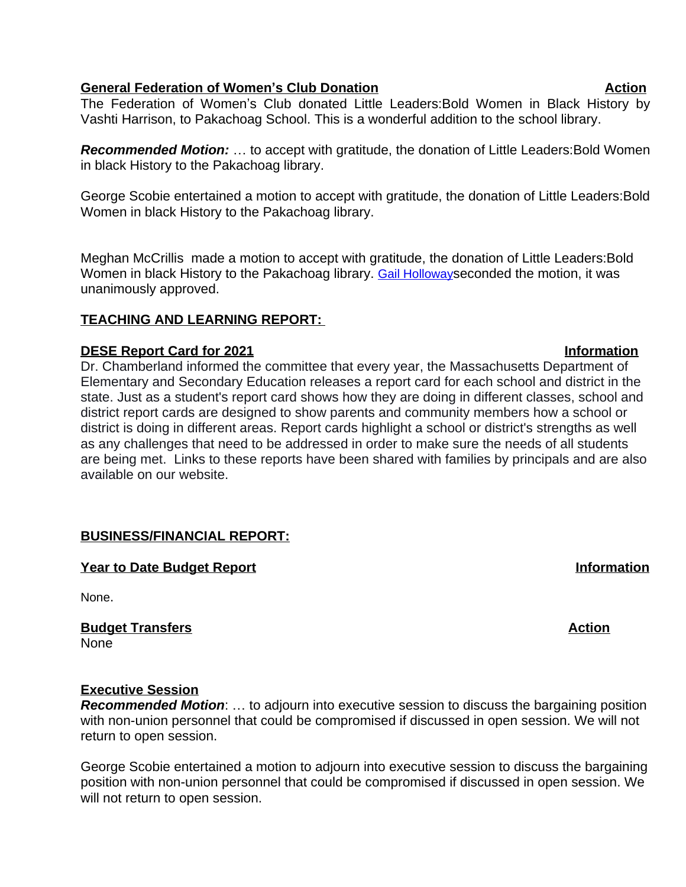**General Federation of Women's Club Donation** **Action**

The Federation of Women's Club donated Little Leaders:Bold Women in Black History by Vashti Harrison, to Pakachoag School. This is a wonderful addition to the school library.

***Recommended Motion:*** … to accept with gratitude, the donation of Little Leaders:Bold Women in black History to the Pakachoag library.

George Scobie entertained a motion to accept with gratitude, the donation of Little Leaders:Bold Women in black History to the Pakachoag library.

Meghan McCrillis made a motion to accept with gratitude, the donation of Little Leaders:Bold Women in black History to the Pakachoag library. Gail Hollowayseconded the motion, it was unanimously approved.

**TEACHING AND LEARNING REPORT:**

**DESE Report Card for 2021** **Information**

Dr. Chamberland informed the committee that every year, the Massachusetts Department of Elementary and Secondary Education releases a report card for each school and district in the state. Just as a student's report card shows how they are doing in different classes, school and district report cards are designed to show parents and community members how a school or district is doing in different areas. Report cards highlight a school or district's strengths as well as any challenges that need to be addressed in order to make sure the needs of all students are being met. Links to these reports have been shared with families by principals and are also available on our website.

**BUSINESS/FINANCIAL REPORT:**

**Year to Date Budget Report** **Information**

None.

**Budget Transfers** **Action**

None

**Executive Session**

***Recommended Motion***: … to adjourn into executive session to discuss the bargaining position with non-union personnel that could be compromised if discussed in open session. We will not return to open session.

George Scobie entertained a motion to adjourn into executive session to discuss the bargaining position with non-union personnel that could be compromised if discussed in open session. We will not return to open session.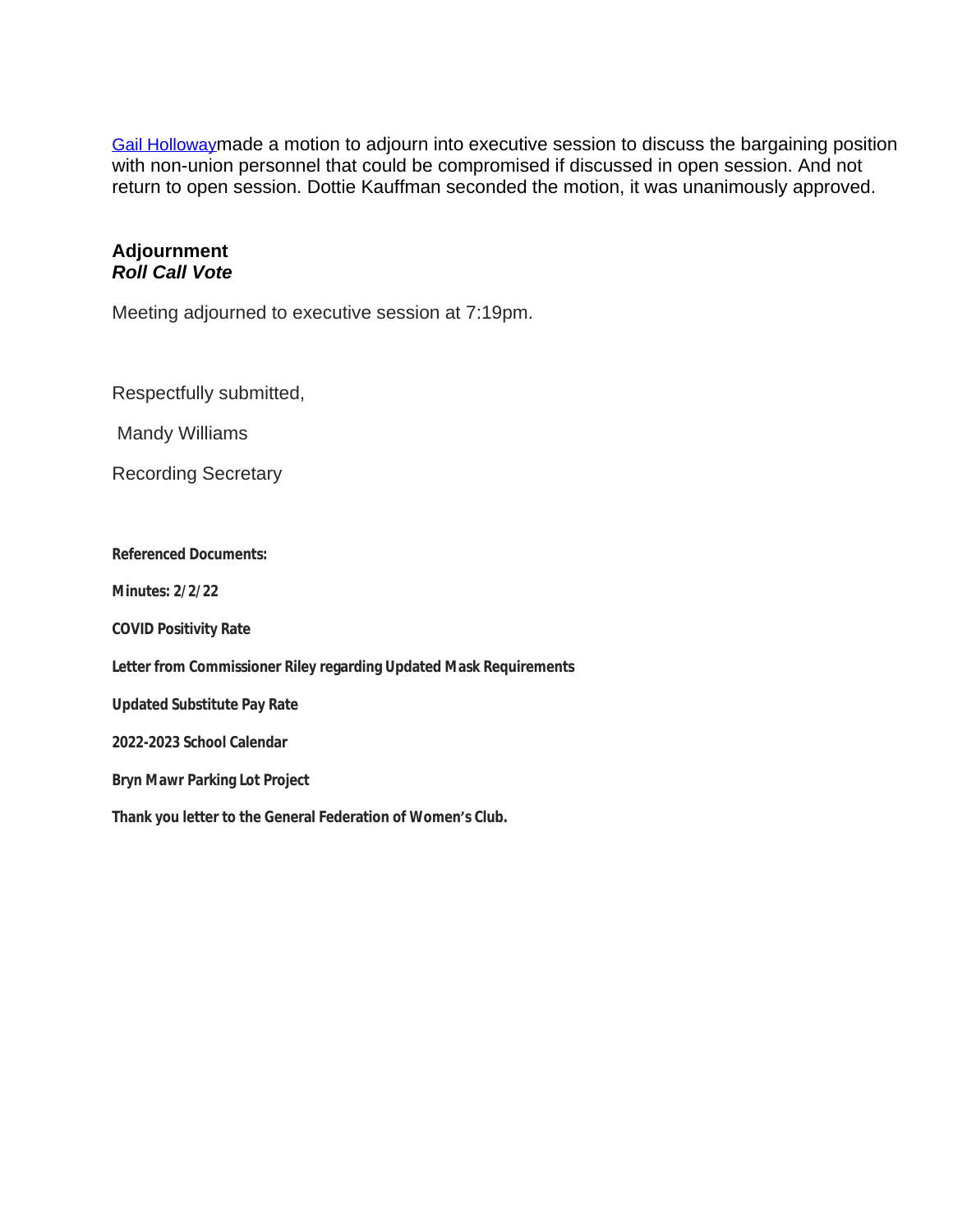Gail Hollowaymade a motion to adjourn into executive session to discuss the bargaining position with non-union personnel that could be compromised if discussed in open session. And not return to open session. Dottie Kauffman seconded the motion, it was unanimously approved.

### Adjournment
***Roll Call Vote***

Meeting adjourned to executive session at 7:19pm.

Respectfully submitted,

Mandy Williams

Recording Secretary

**Referenced Documents:**

**Minutes: 2/2/22**

**COVID Positivity Rate**

**Letter from Commissioner Riley regarding Updated Mask Requirements**

**Updated Substitute Pay Rate**

**2022-2023 School Calendar**

**Bryn Mawr Parking Lot Project**

**Thank you letter to the General Federation of Women's Club.**